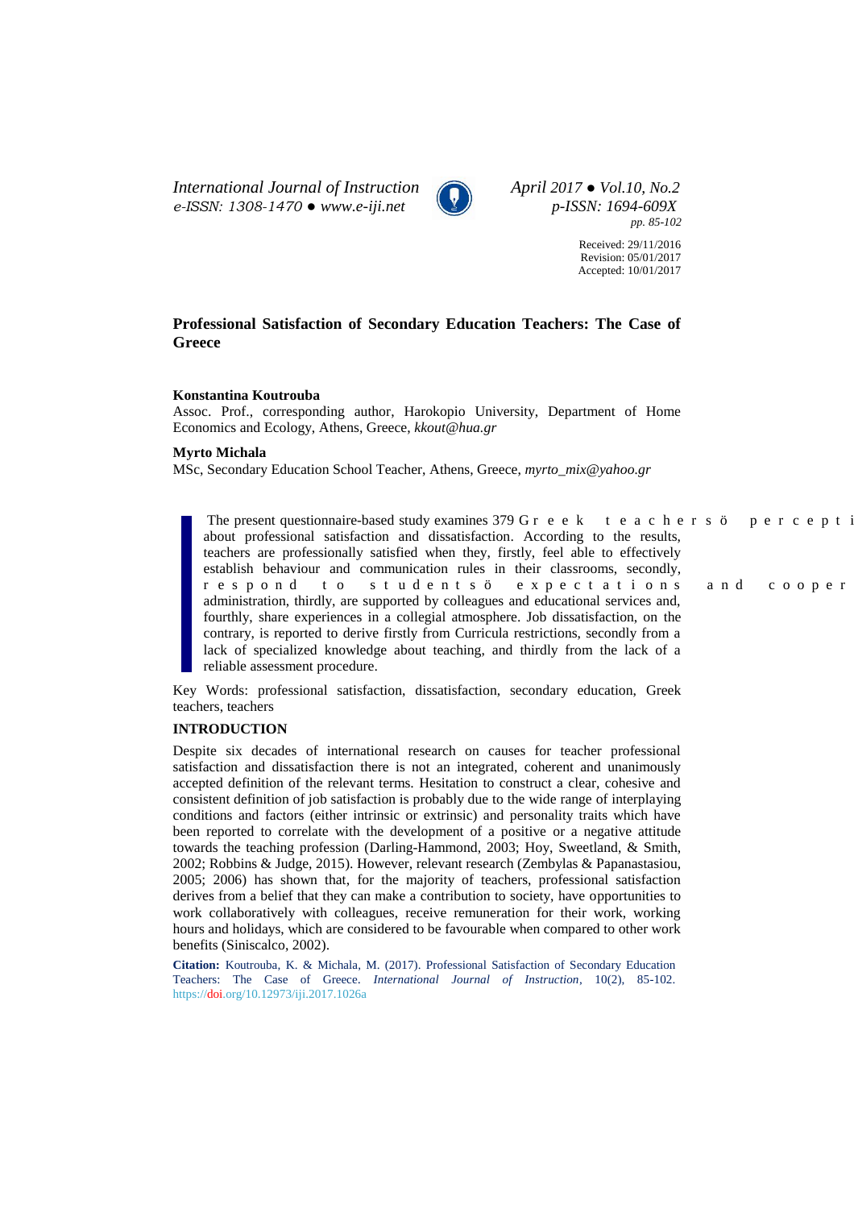*International Journal of Instruction*
*e-ISSN: 1308-1470 ● www.e-iji.net*

*April 2017 ● Vol.10, No.2*
*p-ISSN: 1694-609X*
*pp. 85-102*

Received: 29/11/2016
Revision: 05/01/2017
Accepted: 10/01/2017

# Professional Satisfaction of Secondary Education Teachers: The Case of Greece

**Konstantina Koutrouba**
Assoc. Prof., corresponding author, Harokopio University, Department of Home Economics and Ecology, Athens, Greece, *kkout@hua.gr*

**Myrto Michala**
MSc, Secondary Education School Teacher, Athens, Greece, *myrto_mix@yahoo.gr*

> The present questionnaire-based study examines 379 Greek teachersö percepti about professional satisfaction and dissatisfaction. According to the results, teachers are professionally satisfied when they, firstly, feel able to effectively establish behaviour and communication rules in their classrooms, secondly, respond to studentsö expectations and cooper administration, thirdly, are supported by colleagues and educational services and, fourthly, share experiences in a collegial atmosphere. Job dissatisfaction, on the contrary, is reported to derive firstly from Curricula restrictions, secondly from a lack of specialized knowledge about teaching, and thirdly from the lack of a reliable assessment procedure.

Key Words: professional satisfaction, dissatisfaction, secondary education, Greek teachers, teachers

## INTRODUCTION

Despite six decades of international research on causes for teacher professional satisfaction and dissatisfaction there is not an integrated, coherent and unanimously accepted definition of the relevant terms. Hesitation to construct a clear, cohesive and consistent definition of job satisfaction is probably due to the wide range of interplaying conditions and factors (either intrinsic or extrinsic) and personality traits which have been reported to correlate with the development of a positive or a negative attitude towards the teaching profession (Darling-Hammond, 2003; Hoy, Sweetland, & Smith, 2002; Robbins & Judge, 2015). However, relevant research (Zembylas & Papanastasiou, 2005; 2006) has shown that, for the majority of teachers, professional satisfaction derives from a belief that they can make a contribution to society, have opportunities to work collaboratively with colleagues, receive remuneration for their work, working hours and holidays, which are considered to be favourable when compared to other work benefits (Siniscalco, 2002).

**Citation:** Koutrouba, K. & Michala, M. (2017). Professional Satisfaction of Secondary Education Teachers: The Case of Greece. *International Journal of Instruction*, 10(2), 85-102. https://doi.org/10.12973/iji.2017.1026a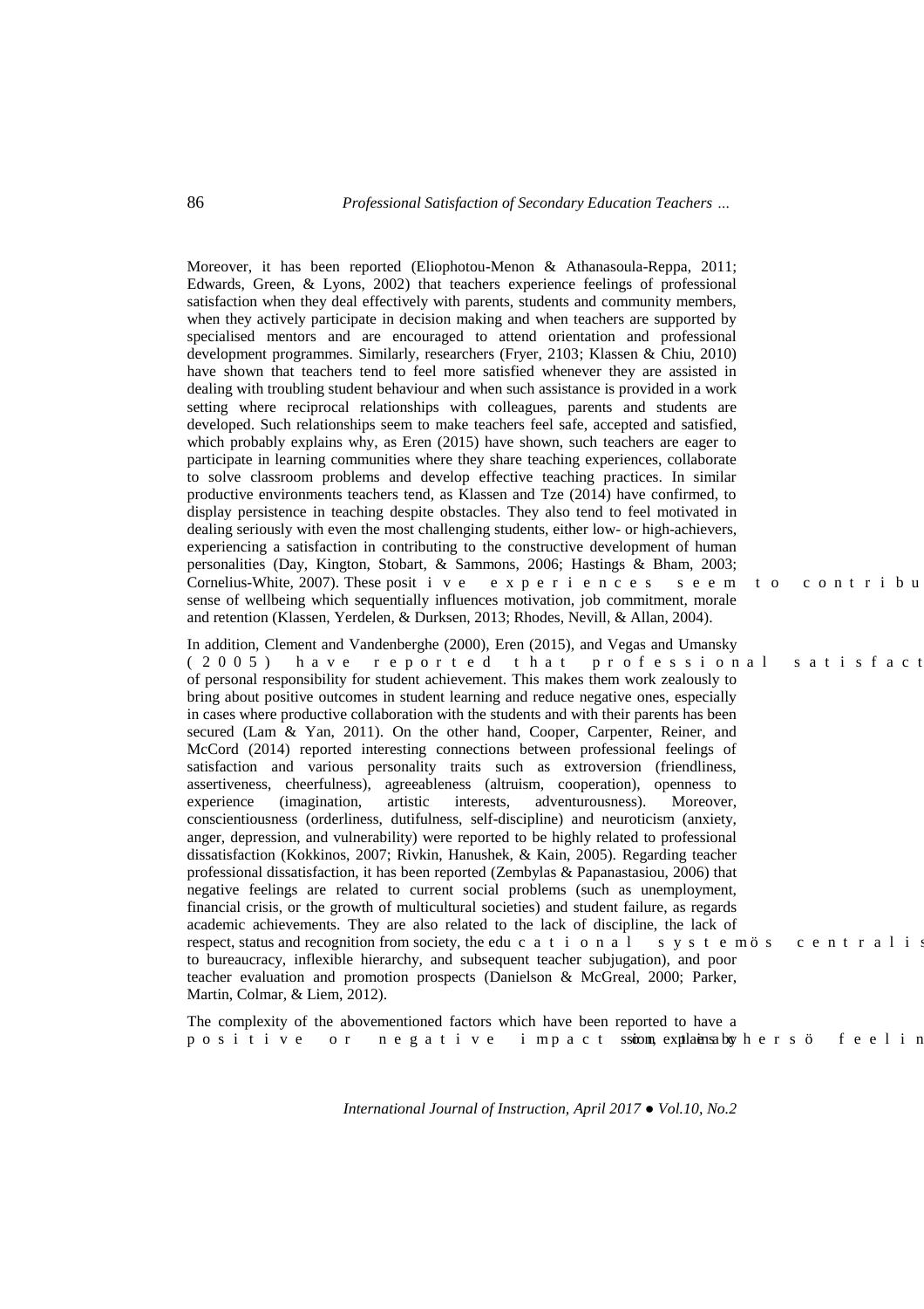Moreover, it has been reported (Eliophotou-Menon & Athanasoula-Reppa, 2011; Edwards, Green, & Lyons, 2002) that teachers experience feelings of professional satisfaction when they deal effectively with parents, students and community members, when they actively participate in decision making and when teachers are supported by specialised mentors and are encouraged to attend orientation and professional development programmes. Similarly, researchers (Fryer, 2103; Klassen & Chiu, 2010) have shown that teachers tend to feel more satisfied whenever they are assisted in dealing with troubling student behaviour and when such assistance is provided in a work setting where reciprocal relationships with colleagues, parents and students are developed. Such relationships seem to make teachers feel safe, accepted and satisfied, which probably explains why, as Eren (2015) have shown, such teachers are eager to participate in learning communities where they share teaching experiences, collaborate to solve classroom problems and develop effective teaching practices. In similar productive environments teachers tend, as Klassen and Tze (2014) have confirmed, to display persistence in teaching despite obstacles. They also tend to feel motivated in dealing seriously with even the most challenging students, either low- or high-achievers, experiencing a satisfaction in contributing to the constructive development of human personalities (Day, Kington, Stobart, & Sammons, 2006; Hastings & Bham, 2003; Cornelius-White, 2007). These positive experiences seem to contribu sense of wellbeing which sequentially influences motivation, job commitment, morale and retention (Klassen, Yerdelen, & Durksen, 2013; Rhodes, Nevill, & Allan, 2004).

In addition, Clement and Vandenberghe (2000), Eren (2015), and Vegas and Umansky (2005) have reported that professional satisfact of personal responsibility for student achievement. This makes them work zealously to bring about positive outcomes in student learning and reduce negative ones, especially in cases where productive collaboration with the students and with their parents has been secured (Lam & Yan, 2011). On the other hand, Cooper, Carpenter, Reiner, and McCord (2014) reported interesting connections between professional feelings of satisfaction and various personality traits such as extroversion (friendliness, assertiveness, cheerfulness), agreeableness (altruism, cooperation), openness to experience (imagination, artistic interests, adventurousness). Moreover, conscientiousness (orderliness, dutifulness, self-discipline) and neuroticism (anxiety, anger, depression, and vulnerability) were reported to be highly related to professional dissatisfaction (Kokkinos, 2007; Rivkin, Hanushek, & Kain, 2005). Regarding teacher professional dissatisfaction, it has been reported (Zembylas & Papanastasiou, 2006) that negative feelings are related to current social problems (such as unemployment, financial crisis, or the growth of multicultural societies) and student failure, as regards academic achievements. They are also related to the lack of discipline, the lack of respect, status and recognition from society, the educational systemös centralis to bureaucracy, inflexible hierarchy, and subsequent teacher subjugation), and poor teacher evaluation and promotion prospects (Danielson & McGreal, 2000; Parker, Martin, Colmar, & Liem, 2012).

The complexity of the abovementioned factors which have been reported to have a positive or negative impact on teachersö feelin ssion, explains by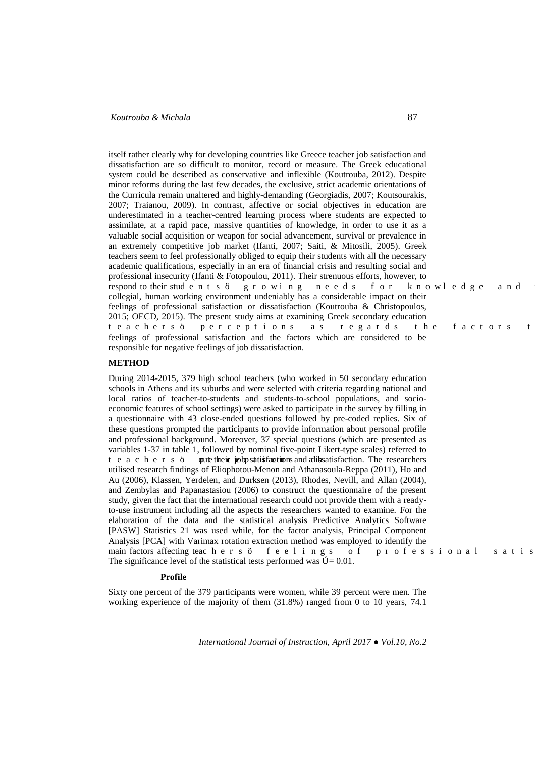itself rather clearly why for developing countries like Greece teacher job satisfaction and dissatisfaction are so difficult to monitor, record or measure. The Greek educational system could be described as conservative and inflexible (Koutrouba, 2012). Despite minor reforms during the last few decades, the exclusive, strict academic orientations of the Curricula remain unaltered and highly-demanding (Georgiadis, 2007; Koutsourakis, 2007; Traianou, 2009). In contrast, affective or social objectives in education are underestimated in a teacher-centred learning process where students are expected to assimilate, at a rapid pace, massive quantities of knowledge, in order to use it as a valuable social acquisition or weapon for social advancement, survival or prevalence in an extremely competitive job market (Ifanti, 2007; Saiti, & Mitosili, 2005). Greek teachers seem to feel professionally obliged to equip their students with all the necessary academic qualifications, especially in an era of financial crisis and resulting social and professional insecurity (Ifanti & Fotopoulou, 2011). Their strenuous efforts, however, to respond to their studentsö growing needs for knowledge and collegial, human working environment undeniably has a considerable impact on their feelings of professional satisfaction or dissatisfaction (Koutrouba & Christopoulos, 2015; OECD, 2015). The present study aims at examining Greek secondary education teachersö perceptions as regards the factors t feelings of professional satisfaction and the factors which are considered to be responsible for negative feelings of job dissatisfaction.

## METHOD

During 2014-2015, 379 high school teachers (who worked in 50 secondary education schools in Athens and its suburbs and were selected with criteria regarding national and local ratios of teacher-to-students and students-to-school populations, and socio-economic features of school settings) were asked to participate in the survey by filling in a questionnaire with 43 close-ended questions followed by pre-coded replies. Six of these questions prompted the participants to provide information about personal profile and professional background. Moreover, 37 special questions (which are presented as variables 1-37 in table 1, followed by nominal five-point Likert-type scales) referred to teachersö output their job satisfaction and dissatisfaction. The researchers utilised research findings of Eliophotou-Menon and Athanasoula-Reppa (2011), Ho and Au (2006), Klassen, Yerdelen, and Durksen (2013), Rhodes, Nevill, and Allan (2004), and Zembylas and Papanastasiou (2006) to construct the questionnaire of the present study, given the fact that the international research could not provide them with a ready-to-use instrument including all the aspects the researchers wanted to examine. For the elaboration of the data and the statistical analysis Predictive Analytics Software [PASW] Statistics 21 was used while, for the factor analysis, Principal Component Analysis [PCA] with Varimax rotation extraction method was employed to identify the main factors affecting teachersö feelings of professional satis The significance level of the statistical tests performed was Ů= 0.01.

### Profile

Sixty one percent of the 379 participants were women, while 39 percent were men. The working experience of the majority of them (31.8%) ranged from 0 to 10 years, 74.1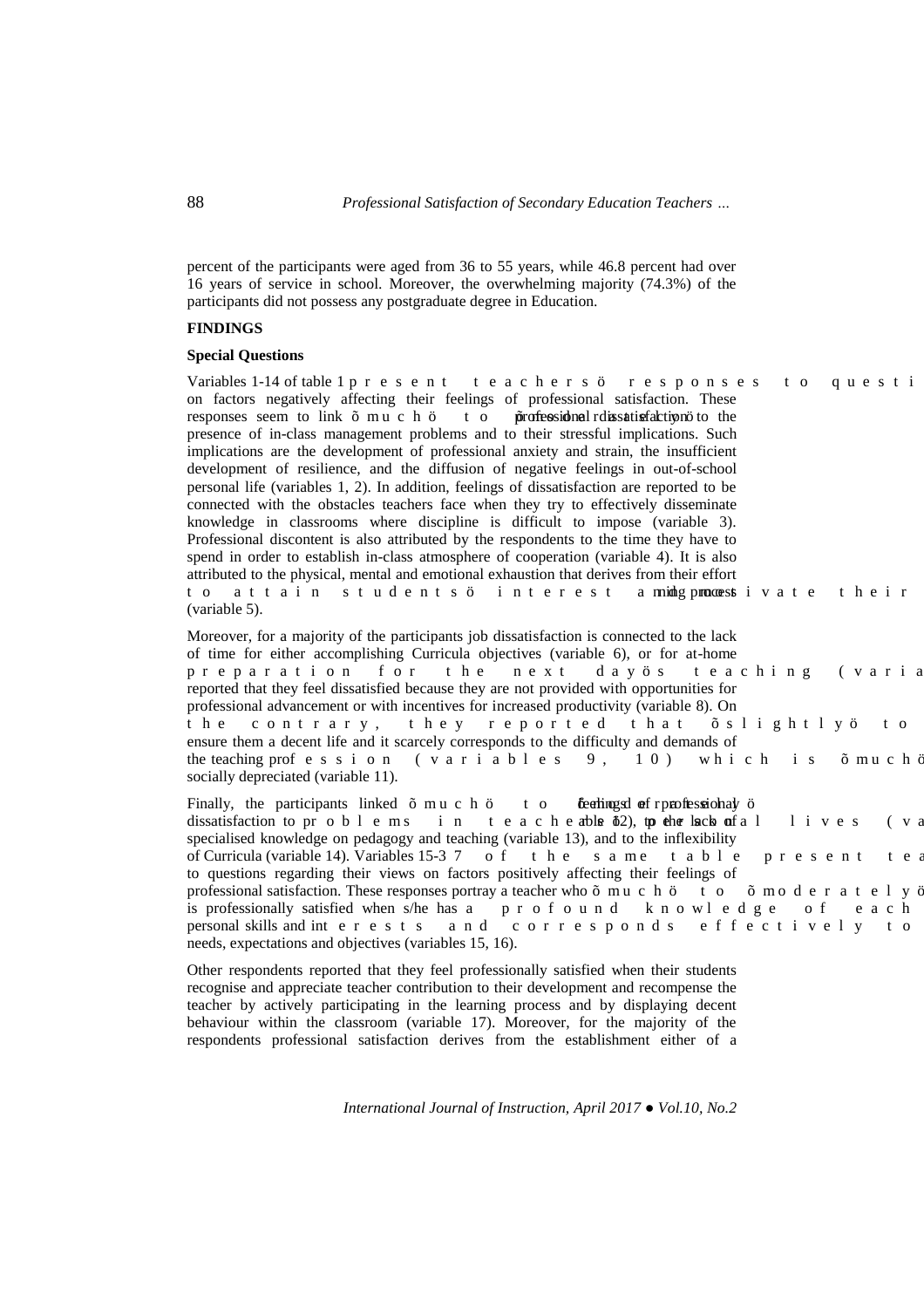percent of the participants were aged from 36 to 55 years, while 46.8 percent had over 16 years of service in school. Moreover, the overwhelming majority (74.3%) of the participants did not possess any postgraduate degree in Education.

**FINDINGS**

**Special Questions**

Variables 1-14 of table 1 present teachers' responses to questi on factors negatively affecting their feelings of professional satisfaction. These responses seem to link "much" to "moderately" professional dissatisfaction to the presence of in-class management problems and to their stressful implications. Such implications are the development of professional anxiety and strain, the insufficient development of resilience, and the diffusion of negative feelings in out-of-school personal life (variables 1, 2). In addition, feelings of dissatisfaction are reported to be connected with the obstacles teachers face when they try to effectively disseminate knowledge in classrooms where discipline is difficult to impose (variable 3). Professional discontent is also attributed by the respondents to the time they have to spend in order to establish in-class atmosphere of cooperation (variable 4). It is also attributed to the physical, mental and emotional exhaustion that derives from their effort to attain students' interest and motivate their learning process (variable 5).

Moreover, for a majority of the participants job dissatisfaction is connected to the lack of time for either accomplishing Curricula objectives (variable 6), or for at-home preparation for the next day's teaching (varia reported that they feel dissatisfied because they are not provided with opportunities for professional advancement or with incentives for increased productivity (variable 8). On the contrary, they reported that "slightly" to ensure them a decent life and it scarcely corresponds to the difficulty and demands of the teaching profession (variables 9, 10) which is "much" socially depreciated (variable 11).

Finally, the participants linked "much" to "moderately" feelings of professional dissatisfaction to problems in teachers' school lives (variable 12), to the lack of specialised knowledge on pedagogy and teaching (variable 13), and to the inflexibility of Curricula (variable 14). Variables 15-37 of the same table present tea to questions regarding their views on factors positively affecting their feelings of professional satisfaction. These responses portray a teacher who "much" to "moderately" is professionally satisfied when s/he has a profound knowledge of each personal skills and interests and corresponds effectively to needs, expectations and objectives (variables 15, 16).

Other respondents reported that they feel professionally satisfied when their students recognise and appreciate teacher contribution to their development and recompense the teacher by actively participating in the learning process and by displaying decent behaviour within the classroom (variable 17). Moreover, for the majority of the respondents professional satisfaction derives from the establishment either of a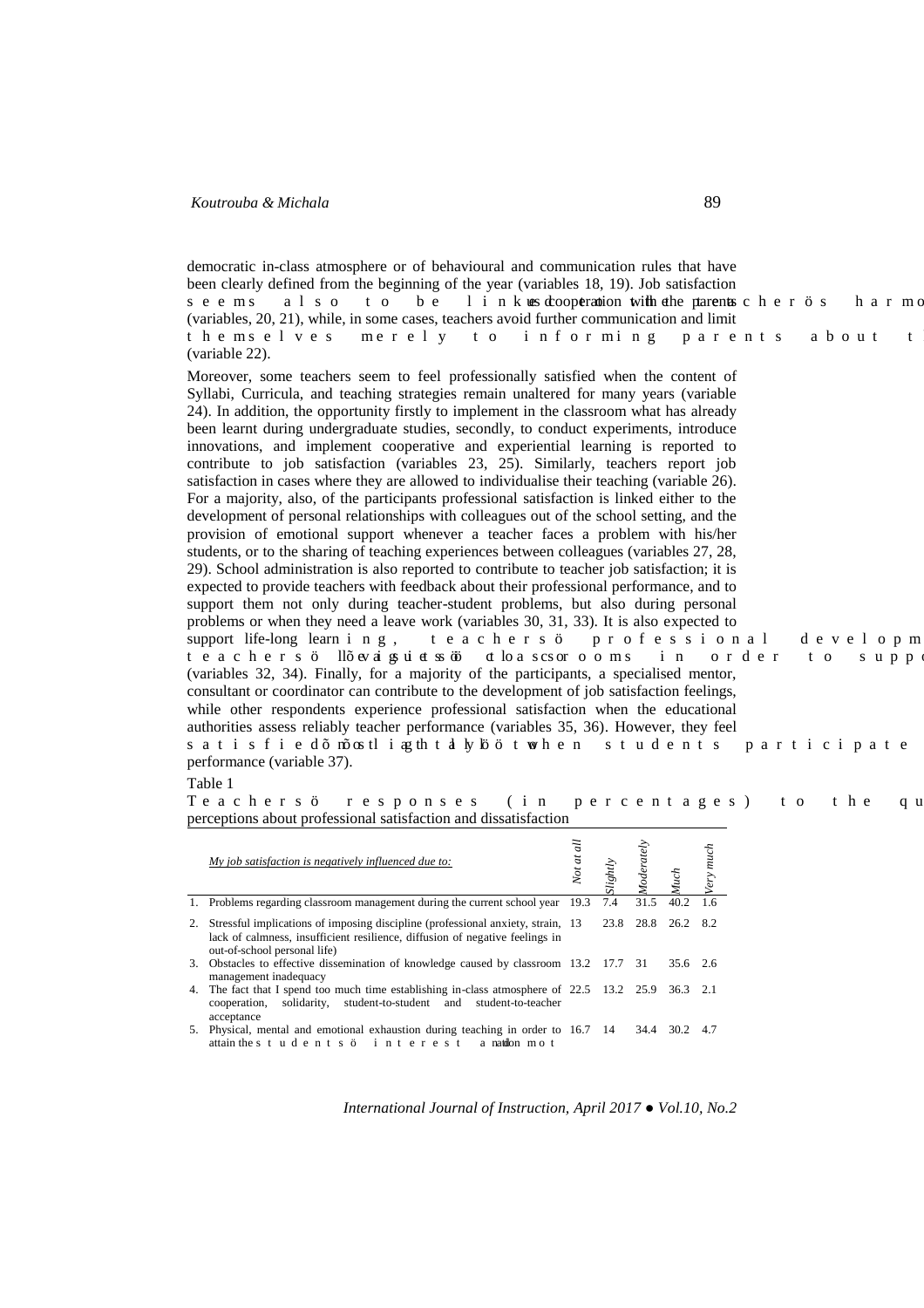democratic in-class atmosphere or of behavioural and communication rules that have been clearly defined from the beginning of the year (variables 18, 19). Job satisfaction seems also to be linked to cooperation with the parents teacher's harmo (variables, 20, 21), while, in some cases, teachers avoid further communication and limit themselves merely to informing parents about t (variable 22).

Moreover, some teachers seem to feel professionally satisfied when the content of Syllabi, Curricula, and teaching strategies remain unaltered for many years (variable 24). In addition, the opportunity firstly to implement in the classroom what has already been learnt during undergraduate studies, secondly, to conduct experiments, introduce innovations, and implement cooperative and experiential learning is reported to contribute to job satisfaction (variables 23, 25). Similarly, teachers report job satisfaction in cases where they are allowed to individualise their teaching (variable 26). For a majority, also, of the participants professional satisfaction is linked either to the development of personal relationships with colleagues out of the school setting, and the provision of emotional support whenever a teacher faces a problem with his/her students, or to the sharing of teaching experiences between colleagues (variables 27, 28, 29). School administration is also reported to contribute to teacher job satisfaction; it is expected to provide teachers with feedback about their professional performance, and to support them not only during teacher-student problems, but also during personal problems or when they need a leave work (variables 30, 31, 33). It is also expected to support life-long learning, teachers' professional developm teachers' llõeaigsuietssöö ctloascsorooms in order to suppo (variables 32, 34). Finally, for a majority of the participants, a specialised mentor, consultant or coordinator can contribute to the development of job satisfaction feelings, while other respondents experience professional satisfaction when the educational authorities assess reliably teacher performance (variables 35, 36). However, they feel satisfied õ mostly when students participate performance (variable 37).

Table 1
Teachers' responses (in percentages) to the qu perceptions about professional satisfaction and dissatisfaction

| | *My job satisfaction is negatively influenced due to:* | *Not at all* | *Slightly* | *Moderately* | *Much* | *Very much* |
|---|---|---|---|---|---|---|
| 1. | Problems regarding classroom management during the current school year | 19.3 | 7.4 | 31.5 | 40.2 | 1.6 |
| 2. | Stressful implications of imposing discipline (professional anxiety, strain, lack of calmness, insufficient resilience, diffusion of negative feelings in out-of-school personal life) | 13 | 23.8 | 28.8 | 26.2 | 8.2 |
| 3. | Obstacles to effective dissemination of knowledge caused by classroom management inadequacy | 13.2 | 17.7 | 31 | 35.6 | 2.6 |
| 4. | The fact that I spend too much time establishing in-class atmosphere of cooperation, solidarity, student-to-student and student-to-teacher acceptance | 22.5 | 13.2 | 25.9 | 36.3 | 2.1 |
| 5. | Physical, mental and emotional exhaustion during teaching in order to attain the students' interest and motivation | 16.7 | 14 | 34.4 | 30.2 | 4.7 |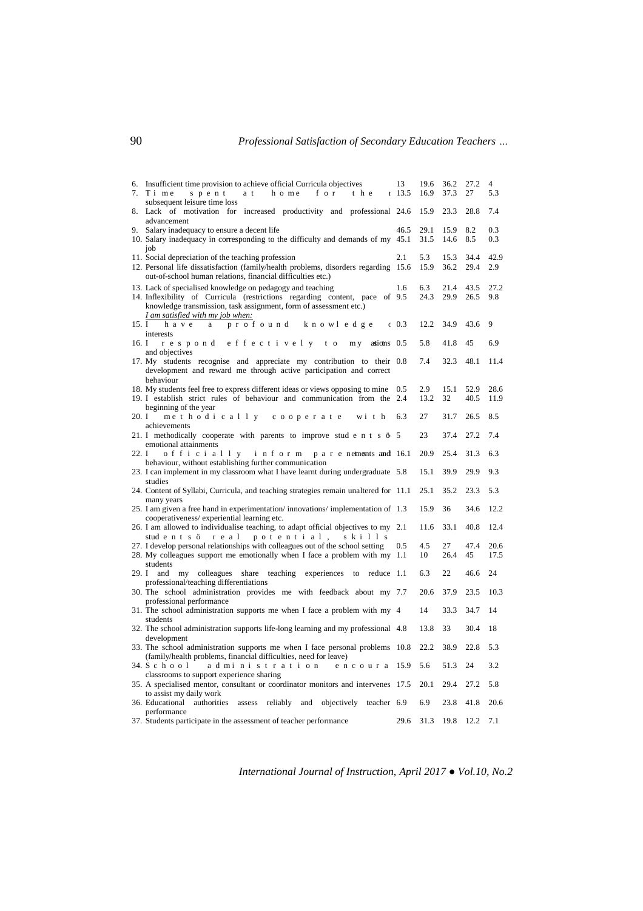| | | | | | |
|---|---|---|---|---|---|
| 6. Insufficient time provision to achieve official Curricula objectives | 13 | 19.6 | 36.2 | 27.2 | 4 |
| 7. Time spent at home for the r subsequent leisure time loss | 13.5 | 16.9 | 37.3 | 27 | 5.3 |
| 8. Lack of motivation for increased productivity and professional advancement | 24.6 | 15.9 | 23.3 | 28.8 | 7.4 |
| 9. Salary inadequacy to ensure a decent life | 46.5 | 29.1 | 15.9 | 8.2 | 0.3 |
| 10. Salary inadequacy in corresponding to the difficulty and demands of my job | 45.1 | 31.5 | 14.6 | 8.5 | 0.3 |
| 11. Social depreciation of the teaching profession | 2.1 | 5.3 | 15.3 | 34.4 | 42.9 |
| 12. Personal life dissatisfaction (family/health problems, disorders regarding out-of-school human relations, financial difficulties etc.) | 15.6 | 15.9 | 36.2 | 29.4 | 2.9 |
| 13. Lack of specialised knowledge on pedagogy and teaching | 1.6 | 6.3 | 21.4 | 43.5 | 27.2 |
| 14. Inflexibility of Curricula (restrictions regarding content, pace of knowledge transmission, task assignment, form of assessment etc.) | 9.5 | 24.3 | 29.9 | 26.5 | 9.8 |
| *I am satisfied with my job when:* | | | | | |
| 15. I have a profound knowledge o interests | 0.3 | 12.2 | 34.9 | 43.6 | 9 |
| 16. I respond effectively to my ations and objectives | 0.5 | 5.8 | 41.8 | 45 | 6.9 |
| 17. My students recognise and appreciate my contribution to their development and reward me through active participation and correct behaviour | 0.8 | 7.4 | 32.3 | 48.1 | 11.4 |
| 18. My students feel free to express different ideas or views opposing to mine | 0.5 | 2.9 | 15.1 | 52.9 | 28.6 |
| 19. I establish strict rules of behaviour and communication from the beginning of the year | 2.4 | 13.2 | 32 | 40.5 | 11.9 |
| 20. I methodically cooperate with achievements | 6.3 | 27 | 31.7 | 26.5 | 8.5 |
| 21. I methodically cooperate with parents to improve students ö emotional attainments | 5 | 23 | 37.4 | 27.2 | 7.4 |
| 22. I officially inform parents ments and behaviour, without establishing further communication | 16.1 | 20.9 | 25.4 | 31.3 | 6.3 |
| 23. I can implement in my classroom what I have learnt during undergraduate studies | 5.8 | 15.1 | 39.9 | 29.9 | 9.3 |
| 24. Content of Syllabi, Curricula, and teaching strategies remain unaltered for many years | 11.1 | 25.1 | 35.2 | 23.3 | 5.3 |
| 25. I am given a free hand in experimentation/ innovations/ implementation of cooperativeness/ experiential learning etc. | 1.3 | 15.9 | 36 | 34.6 | 12.2 |
| 26. I am allowed to individualise teaching, to adapt official objectives to my students ö real potential, skills | 2.1 | 11.6 | 33.1 | 40.8 | 12.4 |
| 27. I develop personal relationships with colleagues out of the school setting | 0.5 | 4.5 | 27 | 47.4 | 20.6 |
| 28. My colleagues support me emotionally when I face a problem with my students | 1.1 | 10 | 26.4 | 45 | 17.5 |
| 29. I and my colleagues share teaching experiences to reduce professional/teaching differentiations | 1.1 | 6.3 | 22 | 46.6 | 24 |
| 30. The school administration provides me with feedback about my professional performance | 7.7 | 20.6 | 37.9 | 23.5 | 10.3 |
| 31. The school administration supports me when I face a problem with my students | 4 | 14 | 33.3 | 34.7 | 14 |
| 32. The school administration supports life-long learning and my professional development | 4.8 | 13.8 | 33 | 30.4 | 18 |
| 33. The school administration supports me when I face personal problems (family/health problems, financial difficulties, need for leave) | 10.8 | 22.2 | 38.9 | 22.8 | 5.3 |
| 34. School administration encoura classrooms to support experience sharing | 15.9 | 5.6 | 51.3 | 24 | 3.2 |
| 35. A specialised mentor, consultant or coordinator monitors and intervenes to assist my daily work | 17.5 | 20.1 | 29.4 | 27.2 | 5.8 |
| 36. Educational authorities assess reliably and objectively teacher performance | 6.9 | 6.9 | 23.8 | 41.8 | 20.6 |
| 37. Students participate in the assessment of teacher performance | 29.6 | 31.3 | 19.8 | 12.2 | 7.1 |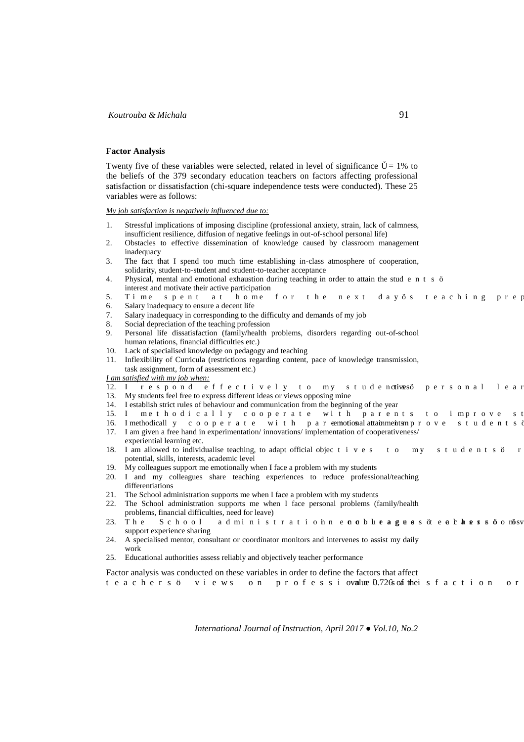## Factor Analysis

Twenty five of these variables were selected, related in level of significance Ů = 1% to the beliefs of the 379 secondary education teachers on factors affecting professional satisfaction or dissatisfaction (chi-square independence tests were conducted). These 25 variables were as follows:

*My job satisfaction is negatively influenced due to:*

1. Stressful implications of imposing discipline (professional anxiety, strain, lack of calmness, insufficient resilience, diffusion of negative feelings in out-of-school personal life)
2. Obstacles to effective dissemination of knowledge caused by classroom management inadequacy
3. The fact that I spend too much time establishing in-class atmosphere of cooperation, solidarity, student-to-student and student-to-teacher acceptance
4. Physical, mental and emotional exhaustion during teaching in order to attain the studentsö interest and motivate their active participation
5. Time spent at home for the next dayös teaching prep
6. Salary inadequacy to ensure a decent life
7. Salary inadequacy in corresponding to the difficulty and demands of my job
8. Social depreciation of the teaching profession
9. Personal life dissatisfaction (family/health problems, disorders regarding out-of-school human relations, financial difficulties etc.)
10. Lack of specialised knowledge on pedagogy and teaching
11. Inflexibility of Curricula (restrictions regarding content, pace of knowledge transmission, task assignment, form of assessment etc.)

*I am satisfied with my job when:*

12. I respond effectively to my studentsö personal lear
13. My students feel free to express different ideas or views opposing mine
14. I establish strict rules of behaviour and communication from the beginning of the year
15. I methodically cooperate with parents to improve st
16. I methodically cooperate with parents to improve studentsö emotional attainments
17. I am given a free hand in experimentation/ innovations/ implementation of cooperativeness/ experiential learning etc.
18. I am allowed to individualise teaching, to adapt official objectives to my studentsö r potential, skills, interests, academic level
19. My colleagues support me emotionally when I face a problem with my students
20. I and my colleagues share teaching experiences to reduce professional/teaching differentiations
21. The School administration supports me when I face a problem with my students
22. The School administration supports me when I face personal problems (family/health problems, financial difficulties, need for leave)
23. The School administration encourages teachersö colleagues ... support experience sharing
24. A specialised mentor, consultant or coordinator monitors and intervenes to assist my daily work
25. Educational authorities assess reliably and objectively teacher performance

Factor analysis was conducted on these variables in order to define the factors that affect teachersö views on professional satisfaction or ... value 0.726 of the ...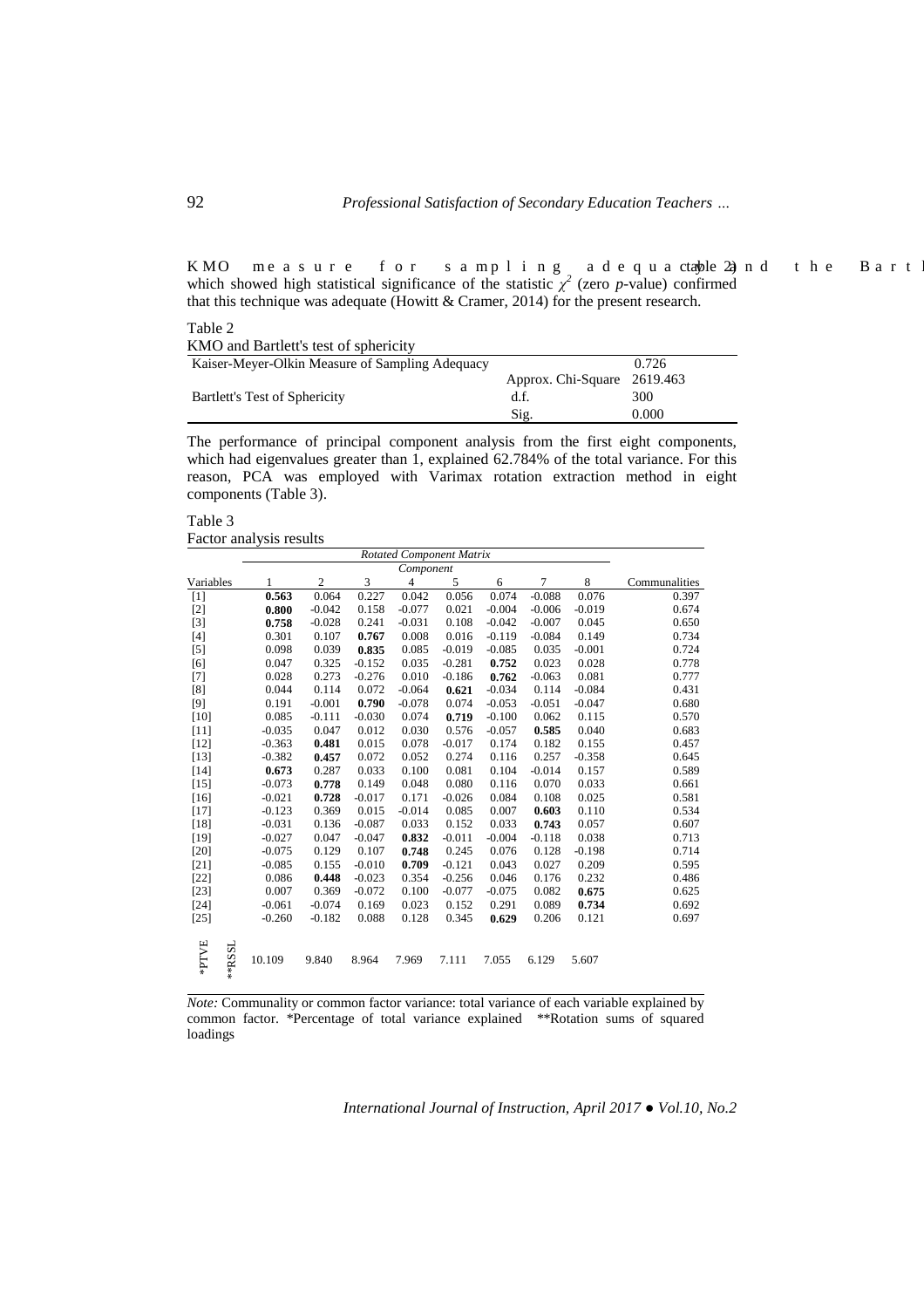KMO measure for sampling adequacy (table 2) and the Bartl which showed high statistical significance of the statistic $\chi^2$ (zero *p*-value) confirmed that this technique was adequate (Howitt & Cramer, 2014) for the present research.

Table 2
KMO and Bartlett's test of sphericity

| | | |
|---|---|---|
| Kaiser-Meyer-Olkin Measure of Sampling Adequacy | | 0.726 |
| Bartlett's Test of Sphericity | Approx. Chi-Square | 2619.463 |
| | d.f. | 300 |
| | Sig. | 0.000 |

The performance of principal component analysis from the first eight components, which had eigenvalues greater than 1, explained 62.784% of the total variance. For this reason, PCA was employed with Varimax rotation extraction method in eight components (Table 3).

Table 3
Factor analysis results

| | *Rotated Component Matrix* | | | | | | | | |
|---|---|---|---|---|---|---|---|---|---|
| | *Component* | | | | | | | | |
| Variables | 1 | 2 | 3 | 4 | 5 | 6 | 7 | 8 | Communalities |
| [1] | **0.563** | 0.064 | 0.227 | 0.042 | 0.056 | 0.074 | -0.088 | 0.076 | 0.397 |
| [2] | **0.800** | -0.042 | 0.158 | -0.077 | 0.021 | -0.004 | -0.006 | -0.019 | 0.674 |
| [3] | **0.758** | -0.028 | 0.241 | -0.031 | 0.108 | -0.042 | -0.007 | 0.045 | 0.650 |
| [4] | 0.301 | 0.107 | **0.767** | 0.008 | 0.016 | -0.119 | -0.084 | 0.149 | 0.734 |
| [5] | 0.098 | 0.039 | **0.835** | 0.085 | -0.019 | -0.085 | 0.035 | -0.001 | 0.724 |
| [6] | 0.047 | 0.325 | -0.152 | 0.035 | -0.281 | **0.752** | 0.023 | 0.028 | 0.778 |
| [7] | 0.028 | 0.273 | -0.276 | 0.010 | -0.186 | **0.762** | -0.063 | 0.081 | 0.777 |
| [8] | 0.044 | 0.114 | 0.072 | -0.064 | **0.621** | -0.034 | 0.114 | -0.084 | 0.431 |
| [9] | 0.191 | -0.001 | **0.790** | -0.078 | 0.074 | -0.053 | -0.051 | -0.047 | 0.680 |
| [10] | 0.085 | -0.111 | -0.030 | 0.074 | **0.719** | -0.100 | 0.062 | 0.115 | 0.570 |
| [11] | -0.035 | 0.047 | 0.012 | 0.030 | 0.576 | -0.057 | **0.585** | 0.040 | 0.683 |
| [12] | -0.363 | **0.481** | 0.015 | 0.078 | -0.017 | 0.174 | 0.182 | 0.155 | 0.457 |
| [13] | -0.382 | **0.457** | 0.072 | 0.052 | 0.274 | 0.116 | 0.257 | -0.358 | 0.645 |
| [14] | **0.673** | 0.287 | 0.033 | 0.100 | 0.081 | 0.104 | -0.014 | 0.157 | 0.589 |
| [15] | -0.073 | **0.778** | 0.149 | 0.048 | 0.080 | 0.116 | 0.070 | 0.033 | 0.661 |
| [16] | -0.021 | **0.728** | -0.017 | 0.171 | -0.026 | 0.084 | 0.108 | 0.025 | 0.581 |
| [17] | -0.123 | 0.369 | 0.015 | -0.014 | 0.085 | 0.007 | **0.603** | 0.110 | 0.534 |
| [18] | -0.031 | 0.136 | -0.087 | 0.033 | 0.152 | 0.033 | **0.743** | 0.057 | 0.607 |
| [19] | -0.027 | 0.047 | -0.047 | **0.832** | -0.011 | -0.004 | -0.118 | 0.038 | 0.713 |
| [20] | -0.075 | 0.129 | 0.107 | **0.748** | 0.245 | 0.076 | 0.128 | -0.198 | 0.714 |
| [21] | -0.085 | 0.155 | -0.010 | **0.709** | -0.121 | 0.043 | 0.027 | 0.209 | 0.595 |
| [22] | 0.086 | **0.448** | -0.023 | 0.354 | -0.256 | 0.046 | 0.176 | 0.232 | 0.486 |
| [23] | 0.007 | 0.369 | -0.072 | 0.100 | -0.077 | -0.075 | 0.082 | **0.675** | 0.625 |
| [24] | -0.061 | -0.074 | 0.169 | 0.023 | 0.152 | 0.291 | 0.089 | **0.734** | 0.692 |
| [25] | -0.260 | -0.182 | 0.088 | 0.128 | 0.345 | **0.629** | 0.206 | 0.121 | 0.697 |
| *PTVE **RSSL | 10.109 | 9.840 | 8.964 | 7.969 | 7.111 | 7.055 | 6.129 | 5.607 | |

*Note:* Communality or common factor variance: total variance of each variable explained by common factor. *Percentage of total variance explained **Rotation sums of squared loadings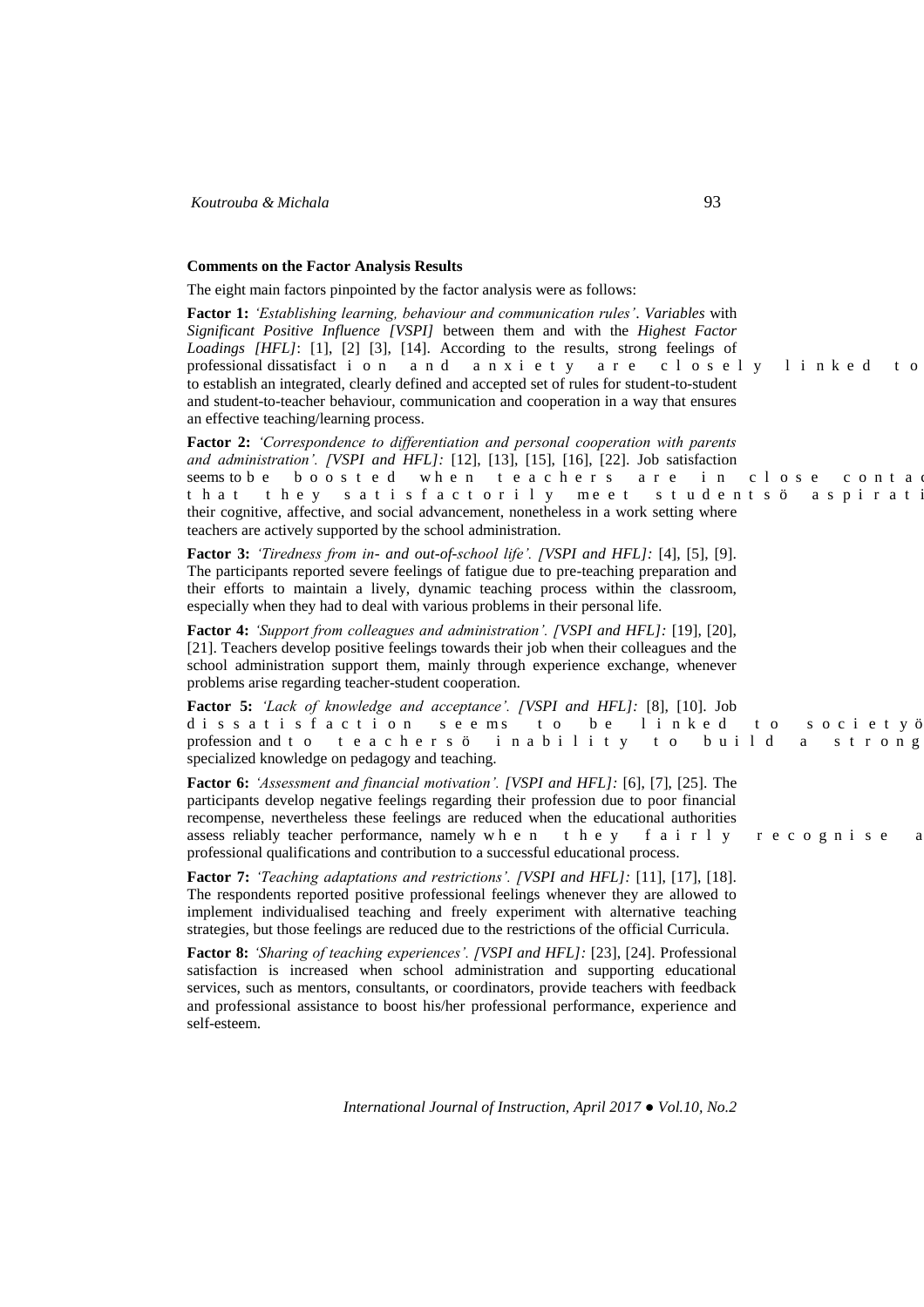**Comments on the Factor Analysis Results**

The eight main factors pinpointed by the factor analysis were as follows:

**Factor 1:** *'Establishing learning, behaviour and communication rules'*. *Variables* with *Significant Positive Influence [VSPI]* between them and with the *Highest Factor Loadings [HFL]*: [1], [2] [3], [14]. According to the results, strong feelings of professional dissatisfaction and anxiety are closely linked to to establish an integrated, clearly defined and accepted set of rules for student-to-student and student-to-teacher behaviour, communication and cooperation in a way that ensures an effective teaching/learning process.

**Factor 2:** *'Correspondence to differentiation and personal cooperation with parents and administration'. [VSPI and HFL]:* [12], [13], [15], [16], [22]. Job satisfaction seems to be boosted when teachers are in close contac that they satisfactorily meet studentsö aspirati their cognitive, affective, and social advancement, nonetheless in a work setting where teachers are actively supported by the school administration.

**Factor 3:** *'Tiredness from in- and out-of-school life'. [VSPI and HFL]:* [4], [5], [9]. The participants reported severe feelings of fatigue due to pre-teaching preparation and their efforts to maintain a lively, dynamic teaching process within the classroom, especially when they had to deal with various problems in their personal life.

**Factor 4:** *'Support from colleagues and administration'. [VSPI and HFL]:* [19], [20], [21]. Teachers develop positive feelings towards their job when their colleagues and the school administration support them, mainly through experience exchange, whenever problems arise regarding teacher-student cooperation.

**Factor 5:** *'Lack of knowledge and acceptance'. [VSPI and HFL]:* [8], [10]. Job dissatisfaction seems to be linked to societyö profession and to teachersö inability to build a strong specialized knowledge on pedagogy and teaching.

**Factor 6:** *'Assessment and financial motivation'. [VSPI and HFL]:* [6], [7], [25]. The participants develop negative feelings regarding their profession due to poor financial recompense, nevertheless these feelings are reduced when the educational authorities assess reliably teacher performance, namely when they fairly recognise a professional qualifications and contribution to a successful educational process.

**Factor 7:** *'Teaching adaptations and restrictions'. [VSPI and HFL]:* [11], [17], [18]. The respondents reported positive professional feelings whenever they are allowed to implement individualised teaching and freely experiment with alternative teaching strategies, but those feelings are reduced due to the restrictions of the official Curricula.

**Factor 8:** *'Sharing of teaching experiences'. [VSPI and HFL]:* [23], [24]. Professional satisfaction is increased when school administration and supporting educational services, such as mentors, consultants, or coordinators, provide teachers with feedback and professional assistance to boost his/her professional performance, experience and self-esteem.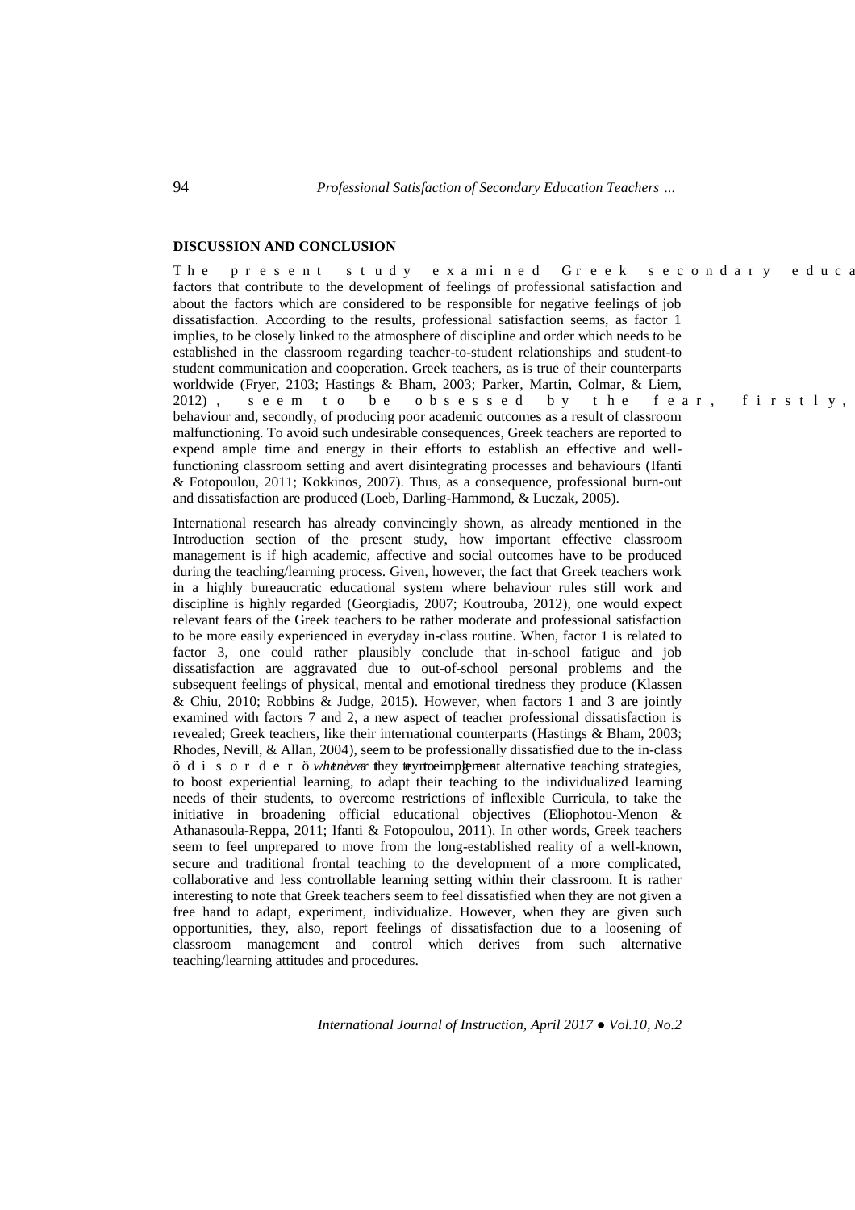## DISCUSSION AND CONCLUSION

The present study examined Greek secondary educa factors that contribute to the development of feelings of professional satisfaction and about the factors which are considered to be responsible for negative feelings of job dissatisfaction. According to the results, professional satisfaction seems, as factor 1 implies, to be closely linked to the atmosphere of discipline and order which needs to be established in the classroom regarding teacher-to-student relationships and student-to student communication and cooperation. Greek teachers, as is true of their counterparts worldwide (Fryer, 2103; Hastings & Bham, 2003; Parker, Martin, Colmar, & Liem, 2012), seem to be obsessed by the fear, firstly, behaviour and, secondly, of producing poor academic outcomes as a result of classroom malfunctioning. To avoid such undesirable consequences, Greek teachers are reported to expend ample time and energy in their efforts to establish an effective and well-functioning classroom setting and avert disintegrating processes and behaviours (Ifanti & Fotopoulou, 2011; Kokkinos, 2007). Thus, as a consequence, professional burn-out and dissatisfaction are produced (Loeb, Darling-Hammond, & Luczak, 2005).

International research has already convincingly shown, as already mentioned in the Introduction section of the present study, how important effective classroom management is if high academic, affective and social outcomes have to be produced during the teaching/learning process. Given, however, the fact that Greek teachers work in a highly bureaucratic educational system where behaviour rules still work and discipline is highly regarded (Georgiadis, 2007; Koutrouba, 2012), one would expect relevant fears of the Greek teachers to be rather moderate and professional satisfaction to be more easily experienced in everyday in-class routine. When, factor 1 is related to factor 3, one could rather plausibly conclude that in-school fatigue and job dissatisfaction are aggravated due to out-of-school personal problems and the subsequent feelings of physical, mental and emotional tiredness they produce (Klassen & Chiu, 2010; Robbins & Judge, 2015). However, when factors 1 and 3 are jointly examined with factors 7 and 2, a new aspect of teacher professional dissatisfaction is revealed; Greek teachers, like their international counterparts (Hastings & Bham, 2003; Rhodes, Nevill, & Allan, 2004), seem to be professionally dissatisfied due to the in-class “disorder” whenever they try to implement alternative teaching strategies, to boost experiential learning, to adapt their teaching to the individualized learning needs of their students, to overcome restrictions of inflexible Curricula, to take the initiative in broadening official educational objectives (Eliophotou-Menon & Athanasoula-Reppa, 2011; Ifanti & Fotopoulou, 2011). In other words, Greek teachers seem to feel unprepared to move from the long-established reality of a well-known, secure and traditional frontal teaching to the development of a more complicated, collaborative and less controllable learning setting within their classroom. It is rather interesting to note that Greek teachers seem to feel dissatisfied when they are not given a free hand to adapt, experiment, individualize. However, when they are given such opportunities, they, also, report feelings of dissatisfaction due to a loosening of classroom management and control which derives from such alternative teaching/learning attitudes and procedures.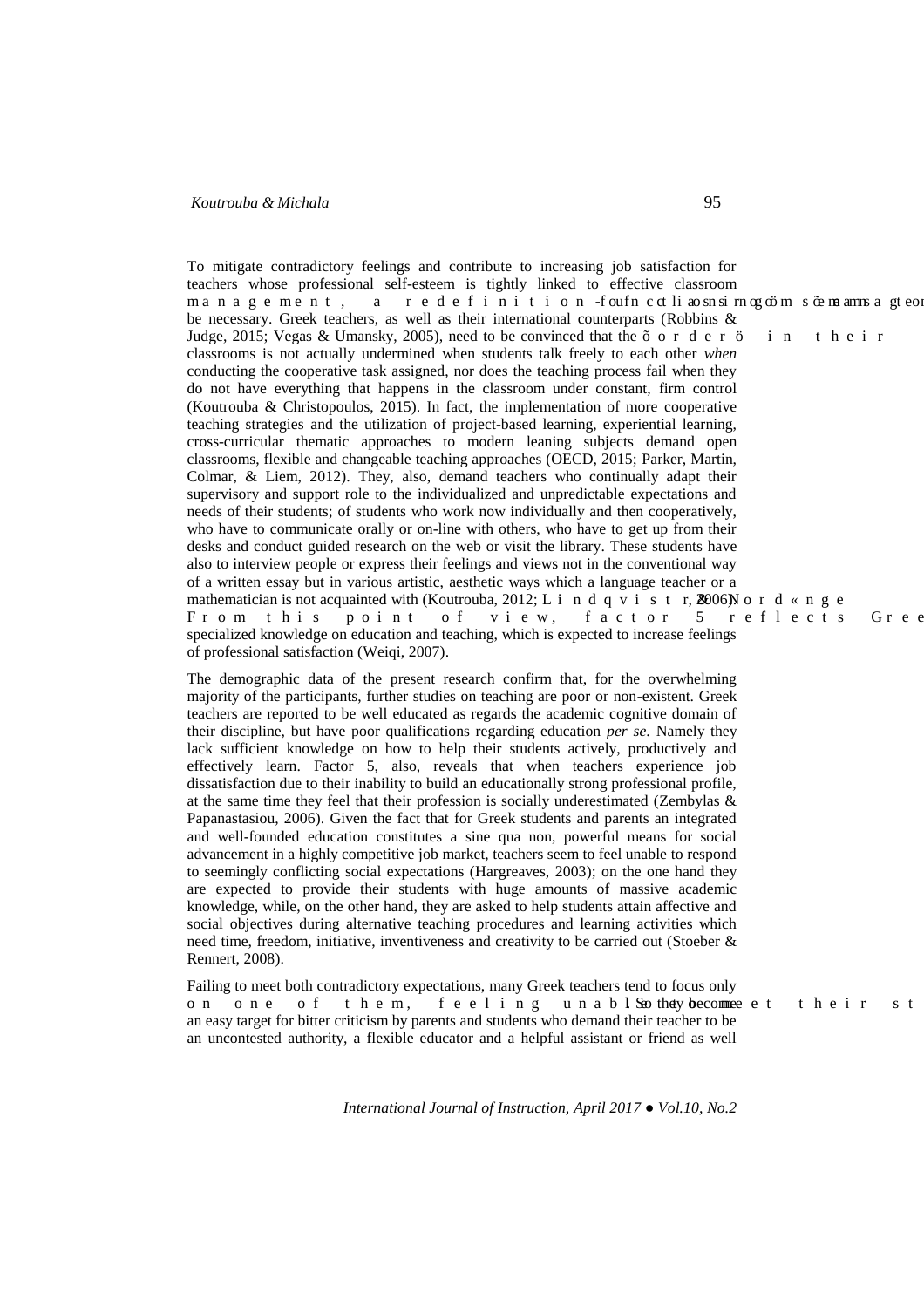To mitigate contradictory feelings and contribute to increasing job satisfaction for teachers whose professional self-esteem is tightly linked to effective classroom management, a redefinition of controlling classroom management may be necessary. Greek teachers, as well as their international counterparts (Robbins & Judge, 2015; Vegas & Umansky, 2005), need to be convinced that the "order" in their classrooms is not actually undermined when students talk freely to each other *when* conducting the cooperative task assigned, nor does the teaching process fail when they do not have everything that happens in the classroom under constant, firm control (Koutrouba & Christopoulos, 2015). In fact, the implementation of more cooperative teaching strategies and the utilization of project-based learning, experiential learning, cross-curricular thematic approaches to modern leaning subjects demand open classrooms, flexible and changeable teaching approaches (OECD, 2015; Parker, Martin, Colmar, & Liem, 2012). They, also, demand teachers who continually adapt their supervisory and support role to the individualized and unpredictable expectations and needs of their students; of students who work now individually and then cooperatively, who have to communicate orally or on-line with others, who have to get up from their desks and conduct guided research on the web or visit the library. These students have also to interview people or express their feelings and views not in the conventional way of a written essay but in various artistic, aesthetic ways which a language teacher or a mathematician is not acquainted with (Koutrouba, 2012; Lindqvist, & Nordänger, 2006). From this point of view, factor 5 reflects Greek teachers' need for specialized knowledge on education and teaching, which is expected to increase feelings of professional satisfaction (Weiqi, 2007).

The demographic data of the present research confirm that, for the overwhelming majority of the participants, further studies on teaching are poor or non-existent. Greek teachers are reported to be well educated as regards the academic cognitive domain of their discipline, but have poor qualifications regarding education *per se*. Namely they lack sufficient knowledge on how to help their students actively, productively and effectively learn. Factor 5, also, reveals that when teachers experience job dissatisfaction due to their inability to build an educationally strong professional profile, at the same time they feel that their profession is socially underestimated (Zembylas & Papanastasiou, 2006). Given the fact that for Greek students and parents an integrated and well-founded education constitutes a sine qua non, powerful means for social advancement in a highly competitive job market, teachers seem to feel unable to respond to seemingly conflicting social expectations (Hargreaves, 2003); on the one hand they are expected to provide their students with huge amounts of massive academic knowledge, while, on the other hand, they are asked to help students attain affective and social objectives during alternative teaching procedures and learning activities which need time, freedom, initiative, inventiveness and creativity to be carried out (Stoeber & Rennert, 2008).

Failing to meet both contradictory expectations, many Greek teachers tend to focus only on one of them, feeling unable to meet their students' needs. So they become an easy target for bitter criticism by parents and students who demand their teacher to be an uncontested authority, a flexible educator and a helpful assistant or friend as well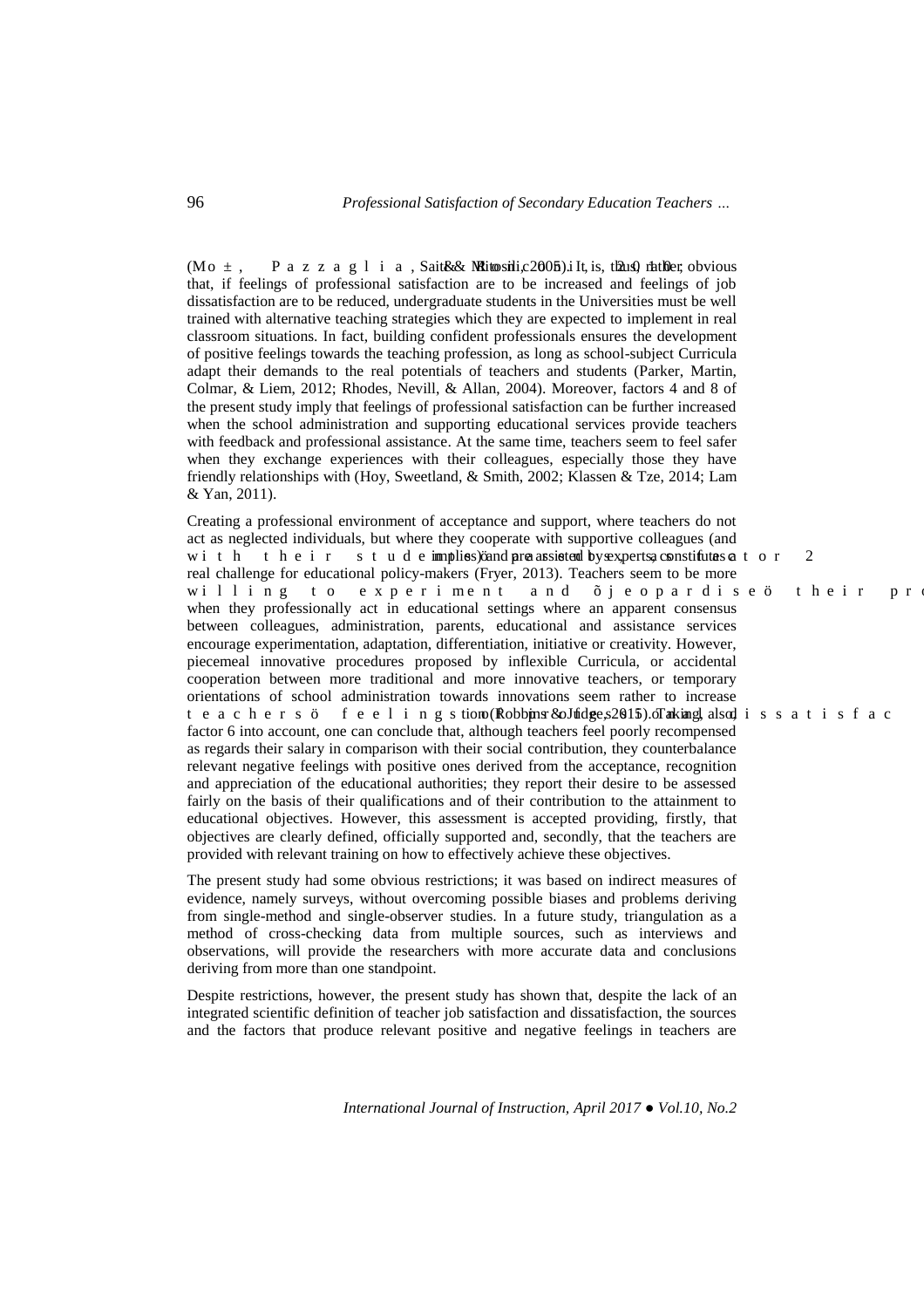(Mo ±, Pazzaglia, Saït && Ritosilic 2005). It is, thus, rather obvious that, if feelings of professional satisfaction are to be increased and feelings of job dissatisfaction are to be reduced, undergraduate students in the Universities must be well trained with alternative teaching strategies which they are expected to implement in real classroom situations. In fact, building confident professionals ensures the development of positive feelings towards the teaching profession, as long as school-subject Curricula adapt their demands to the real potentials of teachers and students (Parker, Martin, Colmar, & Liem, 2012; Rhodes, Nevill, & Allan, 2004). Moreover, factors 4 and 8 of the present study imply that feelings of professional satisfaction can be further increased when the school administration and supporting educational services provide teachers with feedback and professional assistance. At the same time, teachers seem to feel safer when they exchange experiences with their colleagues, especially those they have friendly relationships with (Hoy, Sweetland, & Smith, 2002; Klassen & Tze, 2014; Lam & Yan, 2011).

Creating a professional environment of acceptance and support, where teachers do not act as neglected individuals, but where they cooperate with supportive colleagues (and with their students) and are assisted by experts, constitutes a factor 2 implies, a real challenge for educational policy-makers (Fryer, 2013). Teachers seem to be more willing to experiment and "jeopardise" their pro... when they professionally act in educational settings where an apparent consensus between colleagues, administration, parents, educational and assistance services encourage experimentation, adaptation, differentiation, initiative or creativity. However, piecemeal innovative procedures proposed by inflexible Curricula, or accidental cooperation between more traditional and more innovative teachers, or temporary orientations of school administration towards innovations seem rather to increase teachers' feelings of professional dissatisfac... (Robbins & Judge, 2015). Taking also factor 6 into account, one can conclude that, although teachers feel poorly recompensed as regards their salary in comparison with their social contribution, they counterbalance relevant negative feelings with positive ones derived from the acceptance, recognition and appreciation of the educational authorities; they report their desire to be assessed fairly on the basis of their qualifications and of their contribution to the attainment to educational objectives. However, this assessment is accepted providing, firstly, that objectives are clearly defined, officially supported and, secondly, that the teachers are provided with relevant training on how to effectively achieve these objectives.

The present study had some obvious restrictions; it was based on indirect measures of evidence, namely surveys, without overcoming possible biases and problems deriving from single-method and single-observer studies. In a future study, triangulation as a method of cross-checking data from multiple sources, such as interviews and observations, will provide the researchers with more accurate data and conclusions deriving from more than one standpoint.

Despite restrictions, however, the present study has shown that, despite the lack of an integrated scientific definition of teacher job satisfaction and dissatisfaction, the sources and the factors that produce relevant positive and negative feelings in teachers are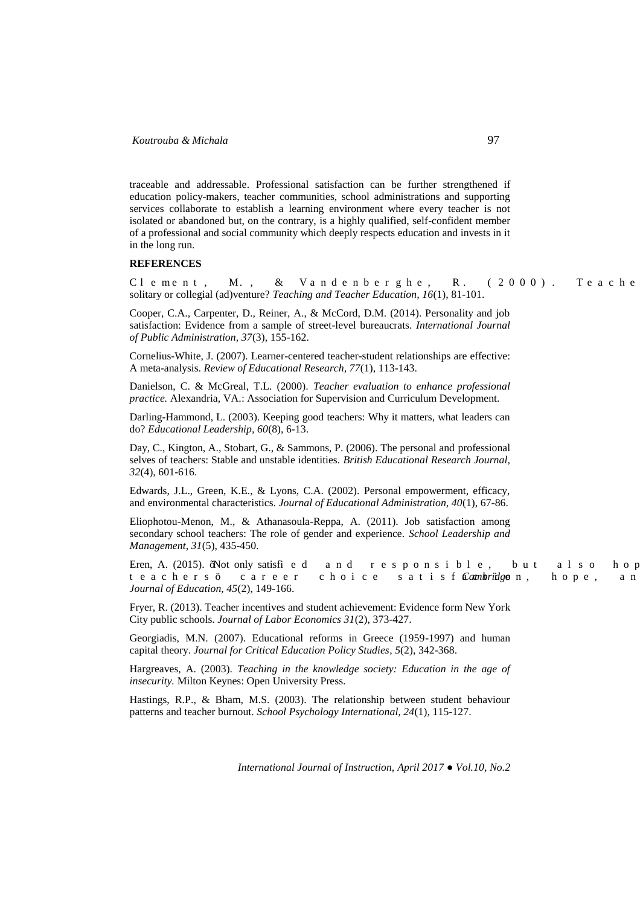traceable and addressable. Professional satisfaction can be further strengthened if education policy-makers, teacher communities, school administrations and supporting services collaborate to establish a learning environment where every teacher is not isolated or abandoned but, on the contrary, is a highly qualified, self-confident member of a professional and social community which deeply respects education and invests in it in the long run.

**REFERENCES**

Clement, M., & Vandenberghe, R. (2000). Teache solitary or collegial (ad)venture? *Teaching and Teacher Education, 16*(1), 81-101.

Cooper, C.A., Carpenter, D., Reiner, A., & McCord, D.M. (2014). Personality and job satisfaction: Evidence from a sample of street-level bureaucrats. *International Journal of Public Administration, 37*(3), 155-162.

Cornelius-White, J. (2007). Learner-centered teacher-student relationships are effective: A meta-analysis. *Review of Educational Research, 77*(1), 113-143.

Danielson, C. & McGreal, T.L. (2000). *Teacher evaluation to enhance professional practice.* Alexandria, VA.: Association for Supervision and Curriculum Development.

Darling-Hammond, L. (2003). Keeping good teachers: Why it matters, what leaders can do? *Educational Leadership, 60*(8), 6-13.

Day, C., Kington, A., Stobart, G., & Sammons, P. (2006). The personal and professional selves of teachers: Stable and unstable identities. *British Educational Research Journal, 32*(4), 601-616.

Edwards, J.L., Green, K.E., & Lyons, C.A. (2002). Personal empowerment, efficacy, and environmental characteristics. *Journal of Educational Administration, 40*(1), 67-86.

Eliophotou-Menon, M., & Athanasoula-Reppa, A. (2011). Job satisfaction among secondary school teachers: The role of gender and experience. *School Leadership and Management, 31*(5), 435-450.

Eren, A. (2015). "Not only satisfied and responsible, but also hop teachers' career choice satisfaction, hope, an *Cambridge Journal of Education, 45*(2), 149-166.

Fryer, R. (2013). Teacher incentives and student achievement: Evidence form New York City public schools. *Journal of Labor Economics 31*(2), 373-427.

Georgiadis, M.N. (2007). Educational reforms in Greece (1959-1997) and human capital theory. *Journal for Critical Education Policy Studies, 5*(2), 342-368.

Hargreaves, A. (2003). *Teaching in the knowledge society: Education in the age of insecurity.* Milton Keynes: Open University Press.

Hastings, R.P., & Bham, M.S. (2003). The relationship between student behaviour patterns and teacher burnout. *School Psychology International, 24*(1), 115-127.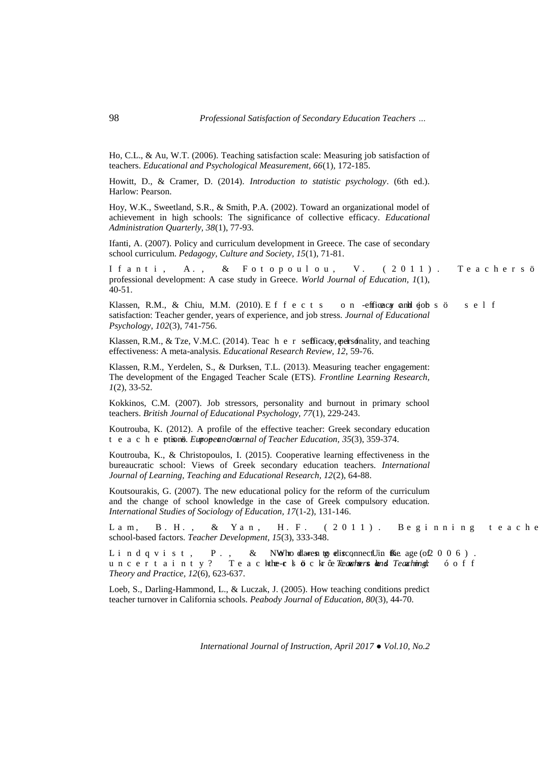Ho, C.L., & Au, W.T. (2006). Teaching satisfaction scale: Measuring job satisfaction of teachers. *Educational and Psychological Measurement, 66*(1), 172-185.

Howitt, D., & Cramer, D. (2014). *Introduction to statistic psychology*. (6th ed.). Harlow: Pearson.

Hoy, W.K., Sweetland, S.R., & Smith, P.A. (2002). Toward an organizational model of achievement in high schools: The significance of collective efficacy. *Educational Administration Quarterly, 38*(1), 77-93.

Ifanti, A. (2007). Policy and curriculum development in Greece. The case of secondary school curriculum. *Pedagogy, Culture and Society, 15*(1), 71-81.

Ifanti, A., & Fotopoulou, V. (2011). Teachersö professional development: A case study in Greece. *World Journal of Education, 1*(1), 40-51.

Klassen, R.M., & Chiu, M.M. (2010). Effects on teachersö self-efficacy and job satisfaction: Teacher gender, years of experience, and job stress. *Journal of Educational Psychology, 102*(3), 741-756.

Klassen, R.M., & Tze, V.M.C. (2014). Teachersö self-efficacy, personality, and teaching effectiveness: A meta-analysis. *Educational Research Review, 12*, 59-76.

Klassen, R.M., Yerdelen, S., & Durksen, T.L. (2013). Measuring teacher engagement: The development of the Engaged Teacher Scale (ETS). *Frontline Learning Research, 1*(2), 33-52.

Kokkinos, C.M. (2007). Job stressors, personality and burnout in primary school teachers. *British Journal of Educational Psychology, 77*(1), 229-243.

Koutrouba, K. (2012). A profile of the effective teacher: Greek secondary education teachersö perceptions. *European Journal of Teacher Education, 35*(3), 359-374.

Koutrouba, K., & Christopoulos, I. (2015). Cooperative learning effectiveness in the bureaucratic school: Views of Greek secondary education teachers. *International Journal of Learning, Teaching and Educational Research, 12*(2), 64-88.

Koutsourakis, G. (2007). The new educational policy for the reform of the curriculum and the change of school knowledge in the case of Greek compulsory education. *International Studies of Sociology of Education, 17*(1-2), 131-146.

Lam, B.H., & Yan, H.F. (2011). Beginning teache school-based factors. *Teacher Development, 15*(3), 333-348.

Lindqvist, P., & Nordänger, U.K. (2006). Who dares to disconnect in the age of uncertainty? Teachersö recesses and õoff-the-clockö work. *Teachers and Teaching: Theory and Practice, 12*(6), 623-637.

Loeb, S., Darling-Hammond, L., & Luczak, J. (2005). How teaching conditions predict teacher turnover in California schools. *Peabody Journal of Education, 80*(3), 44-70.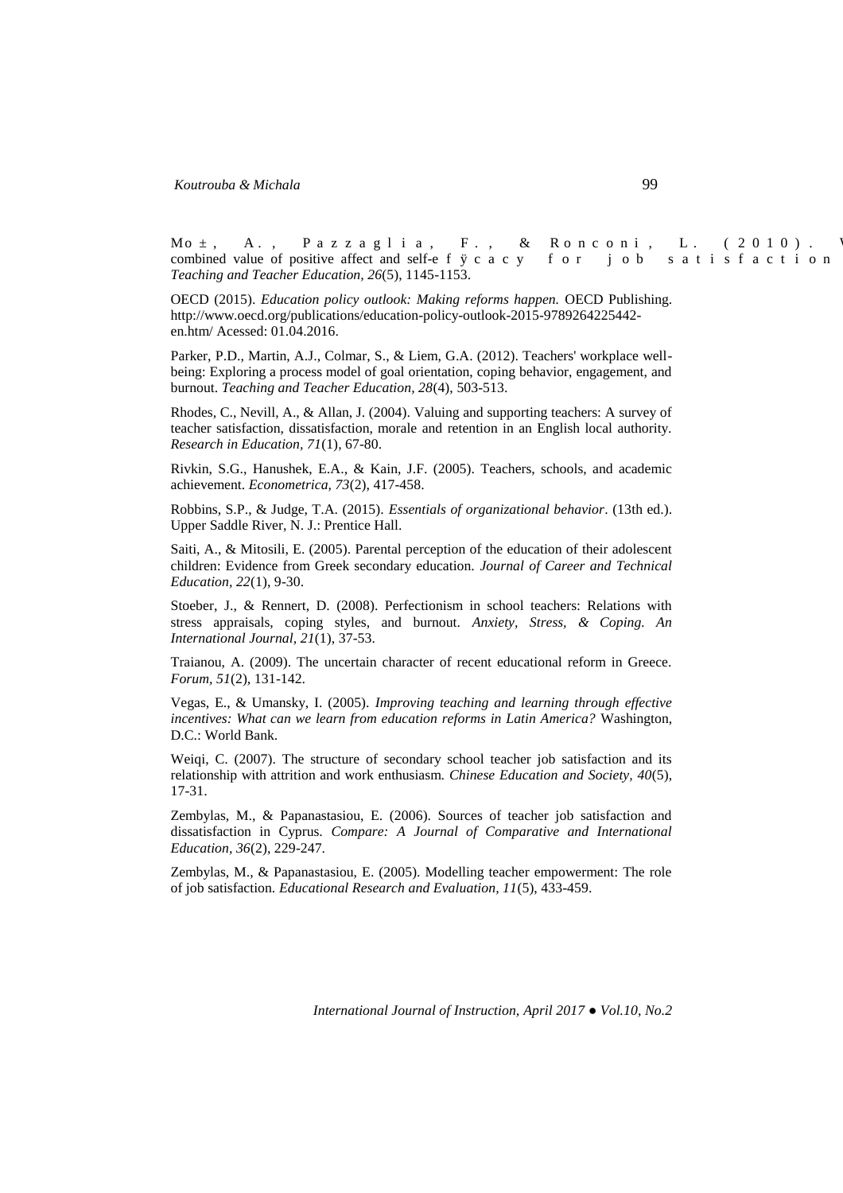Mo±, A., Pazzaglia, F., & Ronconi, L. (2010). W combined value of positive affect and self-efÿcacy for job satisfaction *Teaching and Teacher Education, 26*(5), 1145-1153.

OECD (2015). *Education policy outlook: Making reforms happen.* OECD Publishing. http://www.oecd.org/publications/education-policy-outlook-2015-9789264225442-en.htm/ Acessed: 01.04.2016.

Parker, P.D., Martin, A.J., Colmar, S., & Liem, G.A. (2012). Teachers' workplace well-being: Exploring a process model of goal orientation, coping behavior, engagement, and burnout. *Teaching and Teacher Education, 28*(4), 503-513.

Rhodes, C., Nevill, A., & Allan, J. (2004). Valuing and supporting teachers: A survey of teacher satisfaction, dissatisfaction, morale and retention in an English local authority. *Research in Education, 71*(1), 67-80.

Rivkin, S.G., Hanushek, E.A., & Kain, J.F. (2005). Teachers, schools, and academic achievement. *Econometrica, 73*(2), 417-458.

Robbins, S.P., & Judge, T.A. (2015). *Essentials of organizational behavior*. (13th ed.). Upper Saddle River, N. J.: Prentice Hall.

Saiti, A., & Mitosili, E. (2005). Parental perception of the education of their adolescent children: Evidence from Greek secondary education. *Journal of Career and Technical Education, 22*(1), 9-30.

Stoeber, J., & Rennert, D. (2008). Perfectionism in school teachers: Relations with stress appraisals, coping styles, and burnout. *Anxiety, Stress, & Coping. An International Journal, 21*(1), 37-53.

Traianou, A. (2009). The uncertain character of recent educational reform in Greece. *Forum, 51*(2), 131-142.

Vegas, E., & Umansky, I. (2005). *Improving teaching and learning through effective incentives: What can we learn from education reforms in Latin America?* Washington, D.C.: World Bank.

Weiqi, C. (2007). The structure of secondary school teacher job satisfaction and its relationship with attrition and work enthusiasm. *Chinese Education and Society, 40*(5), 17-31.

Zembylas, M., & Papanastasiou, E. (2006). Sources of teacher job satisfaction and dissatisfaction in Cyprus. *Compare: A Journal of Comparative and International Education, 36*(2), 229-247.

Zembylas, M., & Papanastasiou, E. (2005). Modelling teacher empowerment: The role of job satisfaction. *Educational Research and Evaluation, 11*(5), 433-459.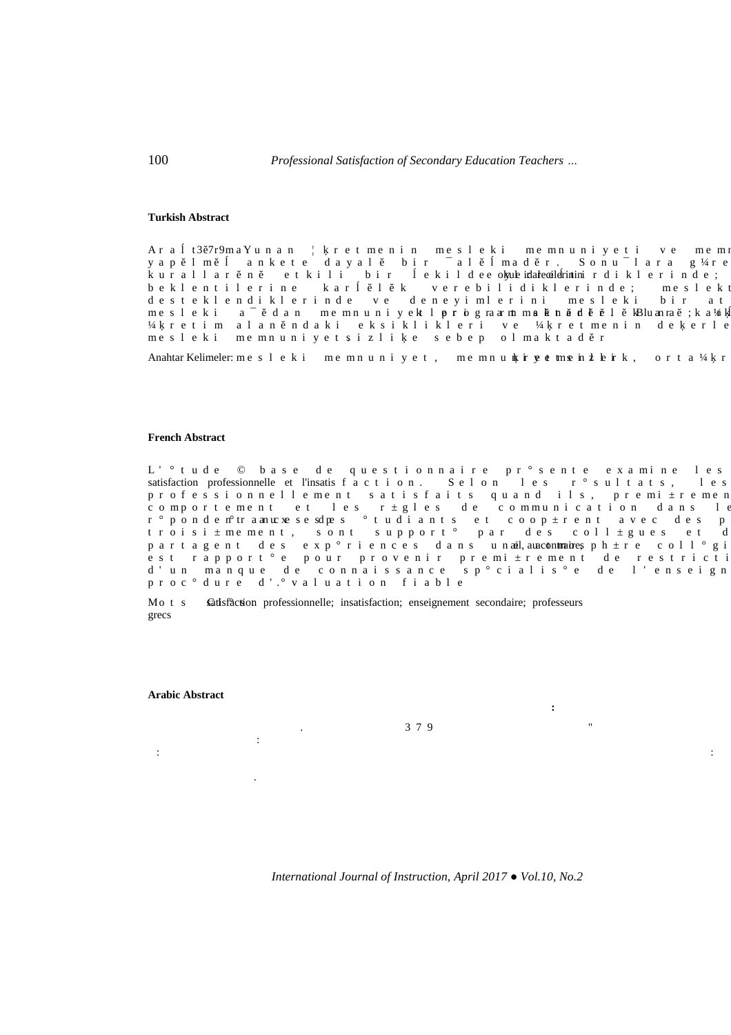### Turkish Abstract

AraÍt3ě7r9maYunan ¦ķretmenin mesleki memnuniyeti ve memn yapělměÍ ankete dayalě bir ¯alěÍmaděr. Sonu¯lara g¼re kurallarěně etkili bir Íekilde okul idarelerini ederdiklerinde; beklentilerine karÍělěk verebilidiklerinde; meslekt desteklendiklerinde ve deneyimlerini mesleki bir at mesleki a¯ědan memnuniyetle programlarěnda ěrělěk. Bunaraě; ka¼ķ ¼ķretim alaněndaki eksiklikleri ve ¼ķretmenin deķerle mesleki memnuniyetsizliķe sebep olmaktaděr

Anahtar Kelimeler: mesleki memnuniyet, memnuniyetsizlik, ¼ķretmenler, orta¼ķr

### French Abstract

L'°tude © base de questionnaire pr°sente examine les satisfaction professionnelle et l'insatisfaction. Selon les r°sultats, les professionnellement satisfaits quand ils, premi±rement comportement et les r±gles de communication dans le r°pondent aux attentes des °tudiants et coop±rent avec des p troisi±mement, sont support° par des coll±gues et d partagent des exp°riences dans une atmosph±re coll°gi est rapport°e pour provenir premi±rement de restricti d'un manque de connaissance sp°cialis°e de l'enseign proc°dure d'.°valuation fiable

Mots clés: satisfaction professionnelle; insatisfaction; enseignement secondaire; professeurs grecs

### Arabic Abstract

:

. 379 "

:

: :

.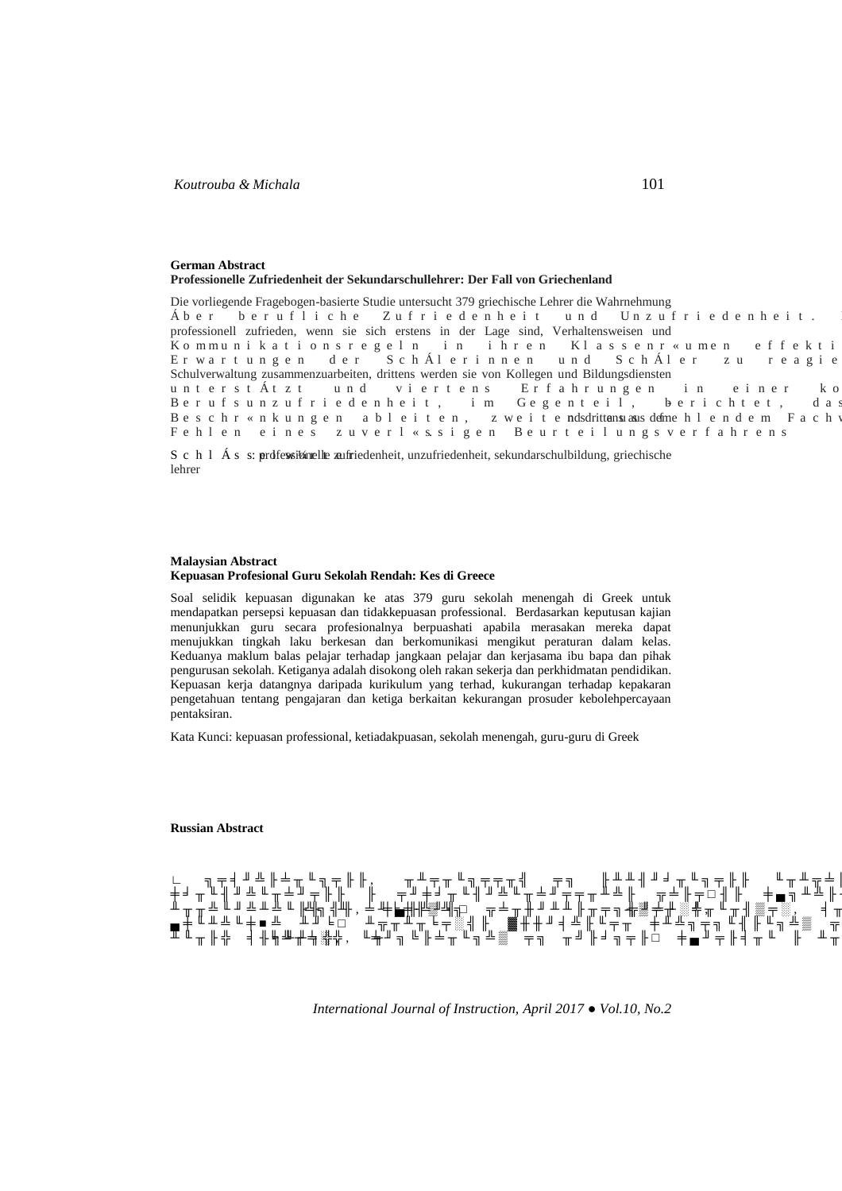**German Abstract**
**Professionelle Zufriedenheit der Sekundarschullehrer: Der Fall von Griechenland**

Die vorliegende Fragebogen-basierte Studie untersucht 379 griechische Lehrer die Wahrnehmung Áber berufliche Zufriedenheit und Unzufriedenheit. professionell zufrieden, wenn sie sich erstens in der Lage sind, Verhaltensweisen und Kommunikationsregeln in ihren Klassenr«umen effekti Erwartungen der SchÁlerinnen und SchÁler zu reagie Schulverwaltung zusammenzuarbeiten, drittens werden sie von Kollegen und Bildungsdiensten unterstÁtzt und viertens Erfahrungen in einer ko Berufsunzufriedenheit, im Gegenteil, berichtet, das Beschr«nkungen ableiten, zweitens aus fehlendem Fachv drittens aus dem Fehlen eines zuverl«ssigen Beurteilungsverfahrens

SchlÁssel: professionelle zufriedenheit, unzufriedenheit, sekundarschulbildung, griechische lehrer

**Malaysian Abstract**
**Kepuasan Profesional Guru Sekolah Rendah: Kes di Greece**

Soal selidik kepuasan digunakan ke atas 379 guru sekolah menengah di Greek untuk mendapatkan persepsi kepuasan dan tidakkepuasan professional. Berdasarkan keputusan kajian menunjukkan guru secara profesionalnya berpuashati apabila merasakan mereka dapat menujukkan tingkah laku berkesan dan berkomunikasi mengikut peraturan dalam kelas. Keduanya maklum balas pelajar terhadap jangkaan pelajar dan kerjasama ibu bapa dan pihak pengurusan sekolah. Ketiganya adalah disokong oleh rakan sekerja dan perkhidmatan pendidikan. Kepuasan kerja datangnya daripada kurikulum yang terhad, kukurangan terhadap kepakaran pengetahuan tentang pengajaran dan ketiga berkaitan kekurangan prosuder kebolehpercayaan pentaksiran.

Kata Kunci: kepuasan professional, ketiadakpuasan, sekolah menengah, guru-guru di Greek

**Russian Abstract**